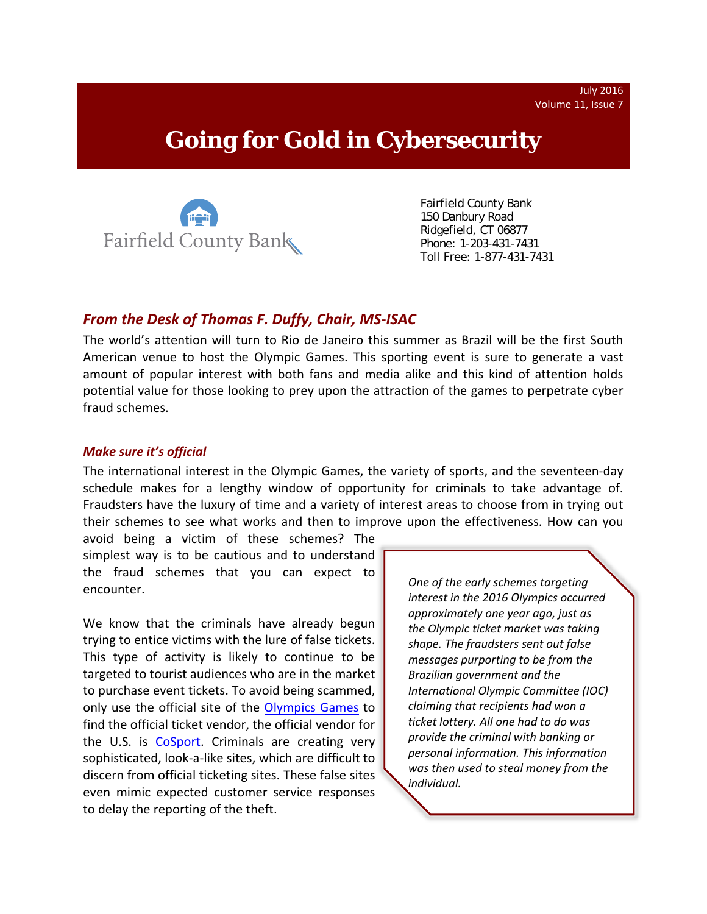July 2016
Volume 11, Issue 7

# Going for Gold in Cybersecurity

Fairfield County Bank

Fairfield County Bank
150 Danbury Road
Ridgefield, CT 06877
Phone: 1-203-431-7431
Toll Free: 1-877-431-7431

## *From the Desk of Thomas F. Duffy, Chair, MS-ISAC*

The world's attention will turn to Rio de Janeiro this summer as Brazil will be the first South American venue to host the Olympic Games. This sporting event is sure to generate a vast amount of popular interest with both fans and media alike and this kind of attention holds potential value for those looking to prey upon the attraction of the games to perpetrate cyber fraud schemes.

### *Make sure it's official*

The international interest in the Olympic Games, the variety of sports, and the seventeen-day schedule makes for a lengthy window of opportunity for criminals to take advantage of. Fraudsters have the luxury of time and a variety of interest areas to choose from in trying out their schemes to see what works and then to improve upon the effectiveness. How can you avoid being a victim of these schemes? The simplest way is to be cautious and to understand the fraud schemes that you can expect to encounter.

We know that the criminals have already begun trying to entice victims with the lure of false tickets. This type of activity is likely to continue to be targeted to tourist audiences who are in the market to purchase event tickets. To avoid being scammed, only use the official site of the Olympics Games to find the official ticket vendor, the official vendor for the U.S. is CoSport. Criminals are creating very sophisticated, look-a-like sites, which are difficult to discern from official ticketing sites. These false sites even mimic expected customer service responses to delay the reporting of the theft.

*One of the early schemes targeting interest in the 2016 Olympics occurred approximately one year ago, just as the Olympic ticket market was taking shape. The fraudsters sent out false messages purporting to be from the Brazilian government and the International Olympic Committee (IOC) claiming that recipients had won a ticket lottery. All one had to do was provide the criminal with banking or personal information. This information was then used to steal money from the individual.*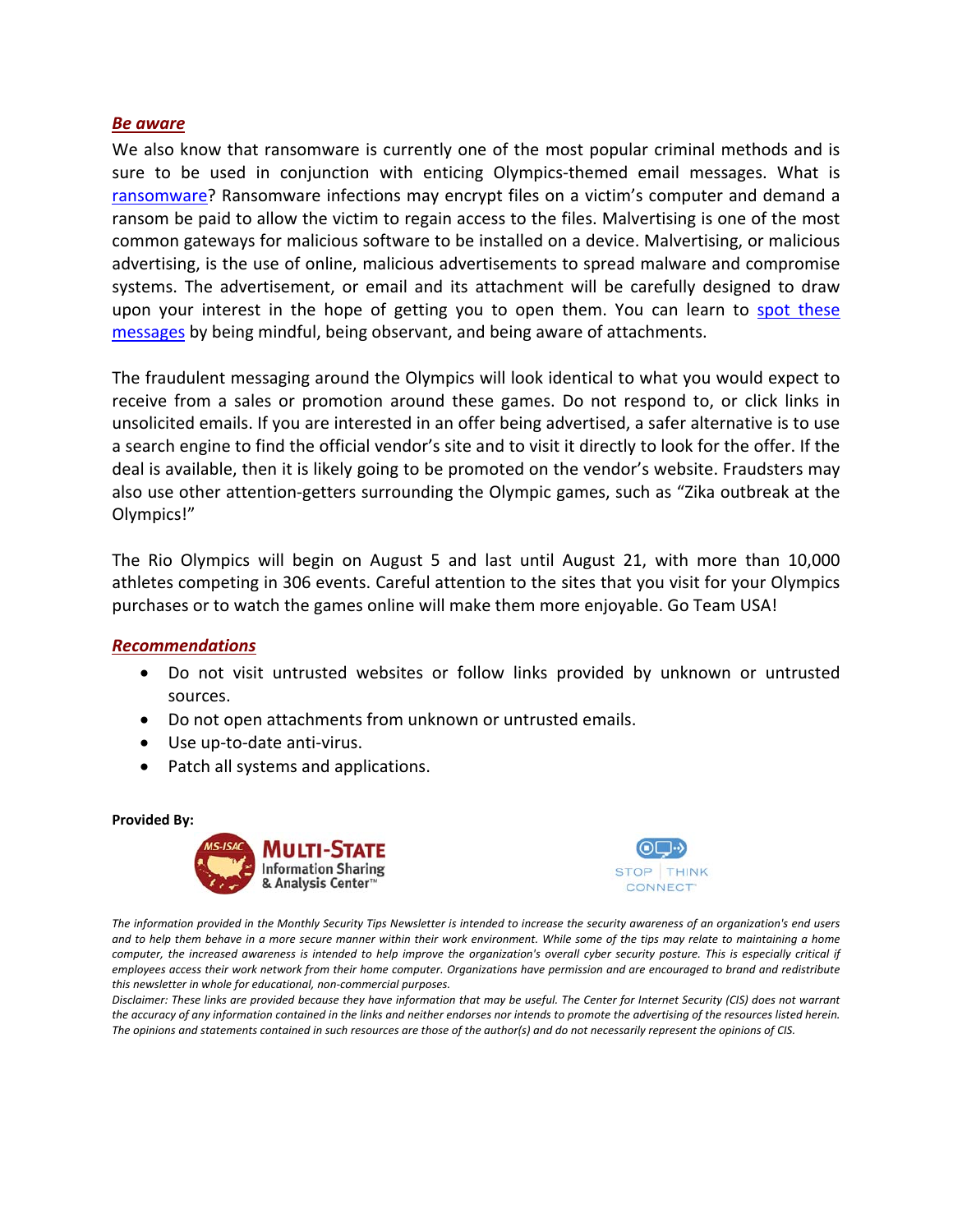***Be aware***

We also know that ransomware is currently one of the most popular criminal methods and is sure to be used in conjunction with enticing Olympics-themed email messages. What is ransomware? Ransomware infections may encrypt files on a victim's computer and demand a ransom be paid to allow the victim to regain access to the files. Malvertising is one of the most common gateways for malicious software to be installed on a device. Malvertising, or malicious advertising, is the use of online, malicious advertisements to spread malware and compromise systems. The advertisement, or email and its attachment will be carefully designed to draw upon your interest in the hope of getting you to open them. You can learn to spot these messages by being mindful, being observant, and being aware of attachments.

The fraudulent messaging around the Olympics will look identical to what you would expect to receive from a sales or promotion around these games. Do not respond to, or click links in unsolicited emails. If you are interested in an offer being advertised, a safer alternative is to use a search engine to find the official vendor's site and to visit it directly to look for the offer. If the deal is available, then it is likely going to be promoted on the vendor's website. Fraudsters may also use other attention-getters surrounding the Olympic games, such as "Zika outbreak at the Olympics!"

The Rio Olympics will begin on August 5 and last until August 21, with more than 10,000 athletes competing in 306 events. Careful attention to the sites that you visit for your Olympics purchases or to watch the games online will make them more enjoyable. Go Team USA!

***Recommendations***

- Do not visit untrusted websites or follow links provided by unknown or untrusted sources.
- Do not open attachments from unknown or untrusted emails.
- Use up-to-date anti-virus.
- Patch all systems and applications.

**Provided By:**

MS-ISAC Multi-State Information Sharing & Analysis Center™

STOP | THINK CONNECT™

*The information provided in the Monthly Security Tips Newsletter is intended to increase the security awareness of an organization's end users and to help them behave in a more secure manner within their work environment. While some of the tips may relate to maintaining a home computer, the increased awareness is intended to help improve the organization's overall cyber security posture. This is especially critical if employees access their work network from their home computer. Organizations have permission and are encouraged to brand and redistribute this newsletter in whole for educational, non-commercial purposes.*

*Disclaimer: These links are provided because they have information that may be useful. The Center for Internet Security (CIS) does not warrant the accuracy of any information contained in the links and neither endorses nor intends to promote the advertising of the resources listed herein. The opinions and statements contained in such resources are those of the author(s) and do not necessarily represent the opinions of CIS.*